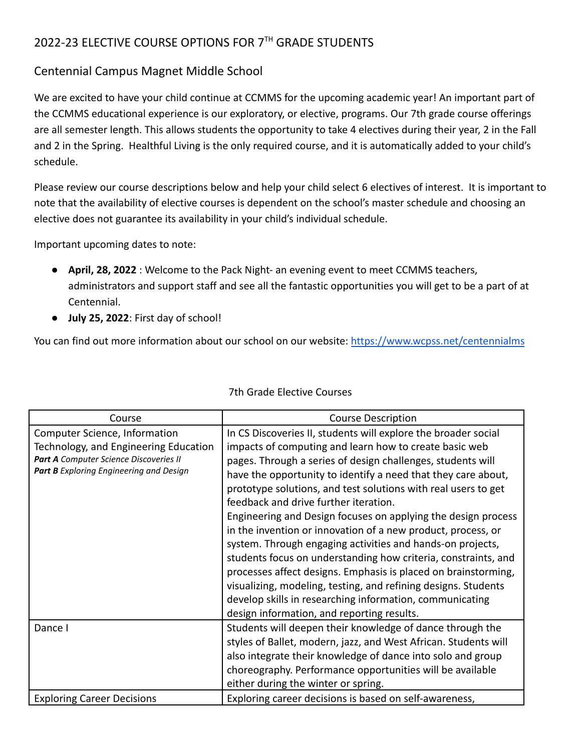# 2022-23 ELECTIVE COURSE OPTIONS FOR 7TH GRADE STUDENTS

## Centennial Campus Magnet Middle School

We are excited to have your child continue at CCMMS for the upcoming academic year! An important part of the CCMMS educational experience is our exploratory, or elective, programs. Our 7th grade course offerings are all semester length. This allows students the opportunity to take 4 electives during their year, 2 in the Fall and 2 in the Spring. Healthful Living is the only required course, and it is automatically added to your child's schedule.

Please review our course descriptions below and help your child select 6 electives of interest. It is important to note that the availability of elective courses is dependent on the school's master schedule and choosing an elective does not guarantee its availability in your child's individual schedule.

Important upcoming dates to note:

- **April, 28, 2022** : Welcome to the Pack Night- an evening event to meet CCMMS teachers, administrators and support staff and see all the fantastic opportunities you will get to be a part of at Centennial.
- **July 25, 2022**: First day of school!

You can find out more information about our school on our website: [https://www.wcpss.net/centennialms](https://www.wcpss.net/centennialms)

7th Grade Elective Courses

| Course | Course Description |
|---|---|
| Computer Science, Information Technology, and Engineering Education<br>***Part A*** *Computer Science Discoveries II*<br>***Part B*** *Exploring Engineering and Design* | In CS Discoveries II, students will explore the broader social impacts of computing and learn how to create basic web pages. Through a series of design challenges, students will have the opportunity to identify a need that they care about, prototype solutions, and test solutions with real users to get feedback and drive further iteration.<br>Engineering and Design focuses on applying the design process in the invention or innovation of a new product, process, or system. Through engaging activities and hands-on projects, students focus on understanding how criteria, constraints, and processes affect designs. Emphasis is placed on brainstorming, visualizing, modeling, testing, and refining designs. Students develop skills in researching information, communicating design information, and reporting results. |
| Dance I | Students will deepen their knowledge of dance through the styles of Ballet, modern, jazz, and West African. Students will also integrate their knowledge of dance into solo and group choreography. Performance opportunities will be available either during the winter or spring. |
| Exploring Career Decisions | Exploring career decisions is based on self-awareness, |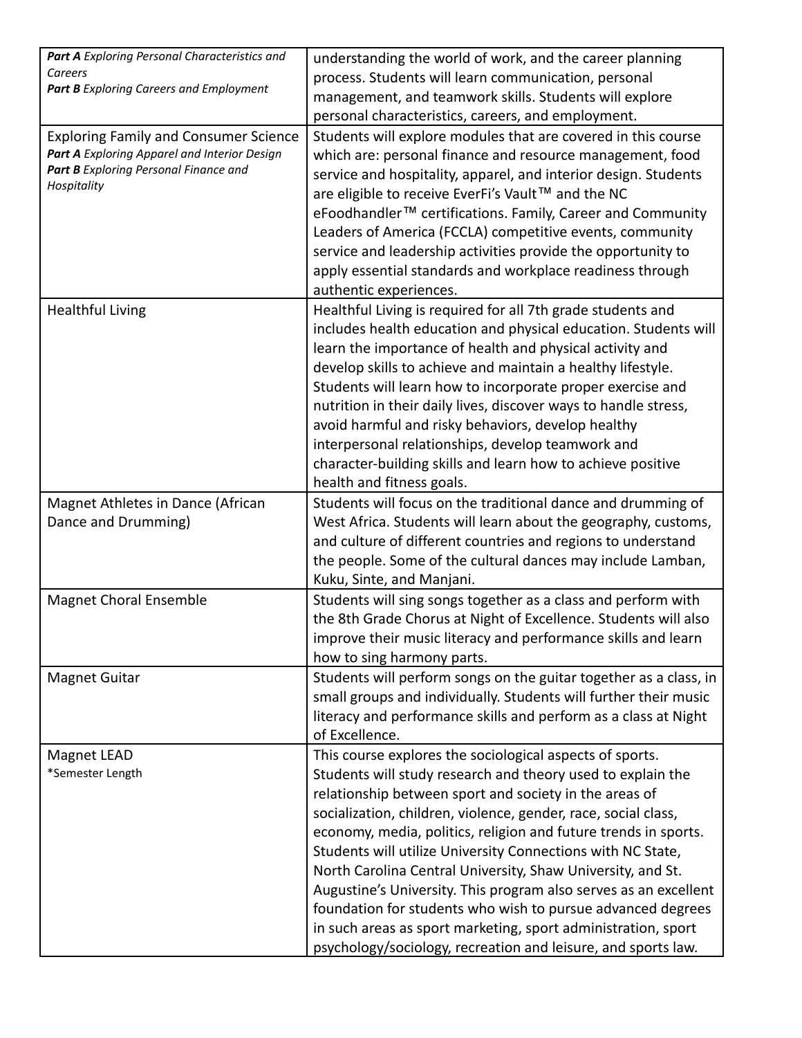| | |
|---|---|
| ***Part A*** *Exploring Personal Characteristics and Careers*<br>***Part B*** *Exploring Careers and Employment* | understanding the world of work, and the career planning process. Students will learn communication, personal management, and teamwork skills. Students will explore personal characteristics, careers, and employment. |
| Exploring Family and Consumer Science<br>***Part A*** *Exploring Apparel and Interior Design*<br>***Part B*** *Exploring Personal Finance and Hospitality* | Students will explore modules that are covered in this course which are: personal finance and resource management, food service and hospitality, apparel, and interior design. Students are eligible to receive EverFi's Vault™ and the NC eFoodhandler™ certifications. Family, Career and Community Leaders of America (FCCLA) competitive events, community service and leadership activities provide the opportunity to apply essential standards and workplace readiness through authentic experiences. |
| Healthful Living | Healthful Living is required for all 7th grade students and includes health education and physical education. Students will learn the importance of health and physical activity and develop skills to achieve and maintain a healthy lifestyle. Students will learn how to incorporate proper exercise and nutrition in their daily lives, discover ways to handle stress, avoid harmful and risky behaviors, develop healthy interpersonal relationships, develop teamwork and character-building skills and learn how to achieve positive health and fitness goals. |
| Magnet Athletes in Dance (African Dance and Drumming) | Students will focus on the traditional dance and drumming of West Africa. Students will learn about the geography, customs, and culture of different countries and regions to understand the people. Some of the cultural dances may include Lamban, Kuku, Sinte, and Manjani. |
| Magnet Choral Ensemble | Students will sing songs together as a class and perform with the 8th Grade Chorus at Night of Excellence. Students will also improve their music literacy and performance skills and learn how to sing harmony parts. |
| Magnet Guitar | Students will perform songs on the guitar together as a class, in small groups and individually. Students will further their music literacy and performance skills and perform as a class at Night of Excellence. |
| Magnet LEAD<br>*Semester Length | This course explores the sociological aspects of sports. Students will study research and theory used to explain the relationship between sport and society in the areas of socialization, children, violence, gender, race, social class, economy, media, politics, religion and future trends in sports. Students will utilize University Connections with NC State, North Carolina Central University, Shaw University, and St. Augustine's University. This program also serves as an excellent foundation for students who wish to pursue advanced degrees in such areas as sport marketing, sport administration, sport psychology/sociology, recreation and leisure, and sports law. |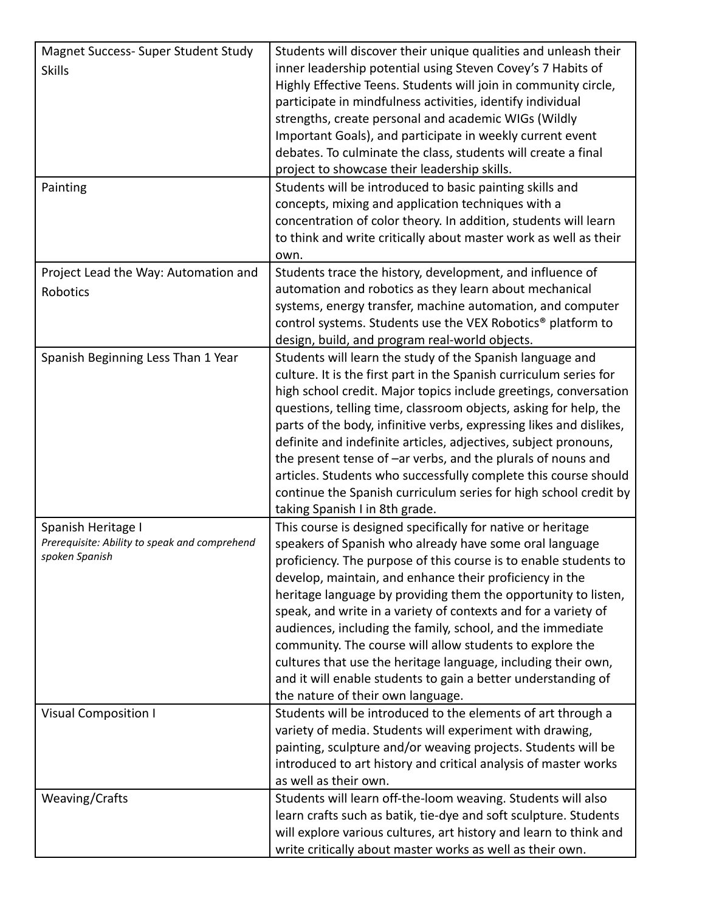| | |
|---|---|
| Magnet Success- Super Student Study Skills | Students will discover their unique qualities and unleash their inner leadership potential using Steven Covey's 7 Habits of Highly Effective Teens. Students will join in community circle, participate in mindfulness activities, identify individual strengths, create personal and academic WIGs (Wildly Important Goals), and participate in weekly current event debates. To culminate the class, students will create a final project to showcase their leadership skills. |
| Painting | Students will be introduced to basic painting skills and concepts, mixing and application techniques with a concentration of color theory. In addition, students will learn to think and write critically about master work as well as their own. |
| Project Lead the Way: Automation and Robotics | Students trace the history, development, and influence of automation and robotics as they learn about mechanical systems, energy transfer, machine automation, and computer control systems. Students use the VEX Robotics® platform to design, build, and program real-world objects. |
| Spanish Beginning Less Than 1 Year | Students will learn the study of the Spanish language and culture. It is the first part in the Spanish curriculum series for high school credit. Major topics include greetings, conversation questions, telling time, classroom objects, asking for help, the parts of the body, infinitive verbs, expressing likes and dislikes, definite and indefinite articles, adjectives, subject pronouns, the present tense of –ar verbs, and the plurals of nouns and articles. Students who successfully complete this course should continue the Spanish curriculum series for high school credit by taking Spanish I in 8th grade. |
| Spanish Heritage I<br>*Prerequisite: Ability to speak and comprehend spoken Spanish* | This course is designed specifically for native or heritage speakers of Spanish who already have some oral language proficiency. The purpose of this course is to enable students to develop, maintain, and enhance their proficiency in the heritage language by providing them the opportunity to listen, speak, and write in a variety of contexts and for a variety of audiences, including the family, school, and the immediate community. The course will allow students to explore the cultures that use the heritage language, including their own, and it will enable students to gain a better understanding of the nature of their own language. |
| Visual Composition I | Students will be introduced to the elements of art through a variety of media. Students will experiment with drawing, painting, sculpture and/or weaving projects. Students will be introduced to art history and critical analysis of master works as well as their own. |
| Weaving/Crafts | Students will learn off-the-loom weaving. Students will also learn crafts such as batik, tie-dye and soft sculpture. Students will explore various cultures, art history and learn to think and write critically about master works as well as their own. |